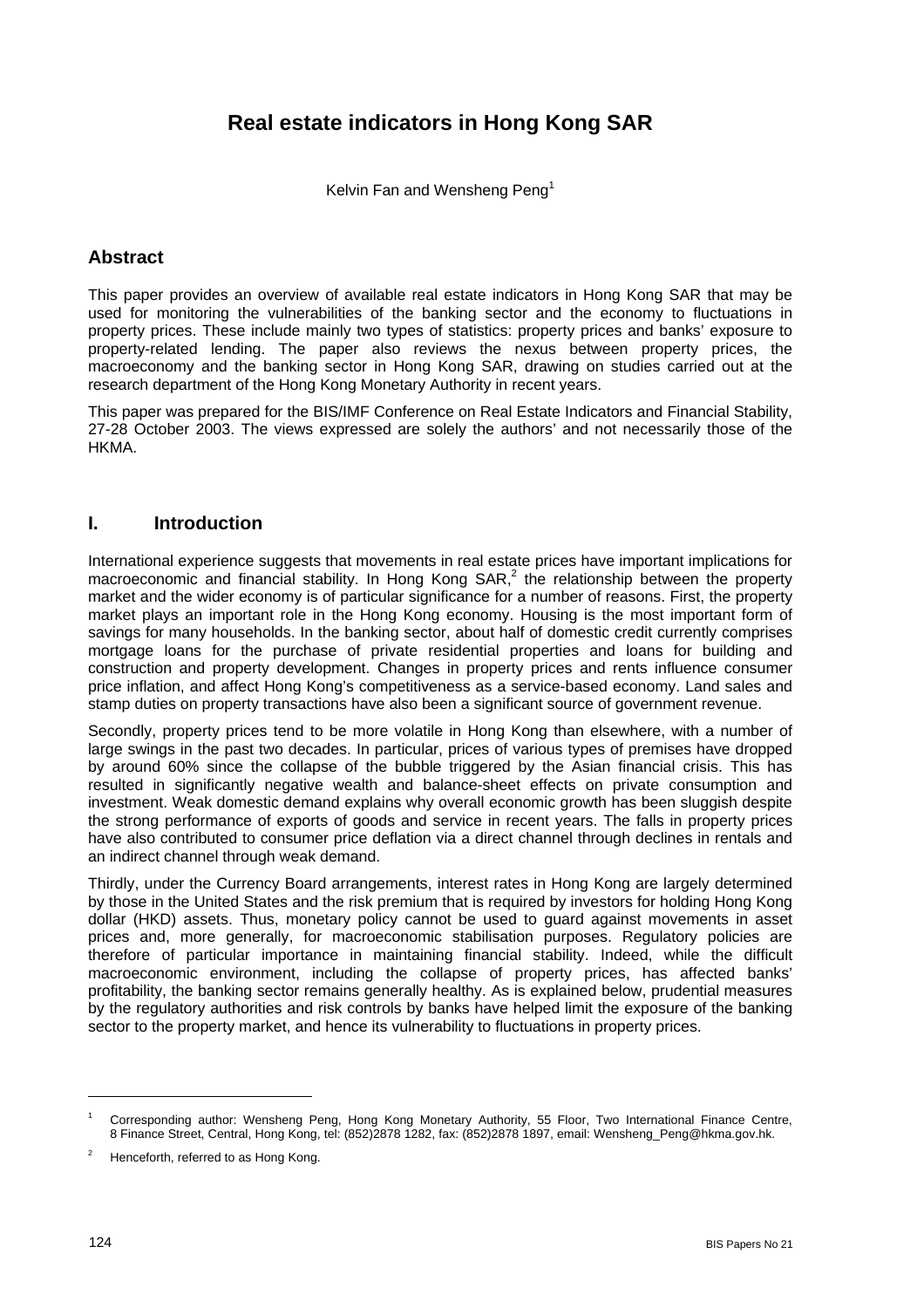# Real estate indicators in Hong Kong SAR

Kelvin Fan and Wensheng Peng[1]

## Abstract

This paper provides an overview of available real estate indicators in Hong Kong SAR that may be used for monitoring the vulnerabilities of the banking sector and the economy to fluctuations in property prices. These include mainly two types of statistics: property prices and banks' exposure to property-related lending. The paper also reviews the nexus between property prices, the macroeconomy and the banking sector in Hong Kong SAR, drawing on studies carried out at the research department of the Hong Kong Monetary Authority in recent years.

This paper was prepared for the BIS/IMF Conference on Real Estate Indicators and Financial Stability, 27-28 October 2003. The views expressed are solely the authors' and not necessarily those of the HKMA.

## I. Introduction

International experience suggests that movements in real estate prices have important implications for macroeconomic and financial stability. In Hong Kong SAR,[2] the relationship between the property market and the wider economy is of particular significance for a number of reasons. First, the property market plays an important role in the Hong Kong economy. Housing is the most important form of savings for many households. In the banking sector, about half of domestic credit currently comprises mortgage loans for the purchase of private residential properties and loans for building and construction and property development. Changes in property prices and rents influence consumer price inflation, and affect Hong Kong's competitiveness as a service-based economy. Land sales and stamp duties on property transactions have also been a significant source of government revenue.

Secondly, property prices tend to be more volatile in Hong Kong than elsewhere, with a number of large swings in the past two decades. In particular, prices of various types of premises have dropped by around 60% since the collapse of the bubble triggered by the Asian financial crisis. This has resulted in significantly negative wealth and balance-sheet effects on private consumption and investment. Weak domestic demand explains why overall economic growth has been sluggish despite the strong performance of exports of goods and service in recent years. The falls in property prices have also contributed to consumer price deflation via a direct channel through declines in rentals and an indirect channel through weak demand.

Thirdly, under the Currency Board arrangements, interest rates in Hong Kong are largely determined by those in the United States and the risk premium that is required by investors for holding Hong Kong dollar (HKD) assets. Thus, monetary policy cannot be used to guard against movements in asset prices and, more generally, for macroeconomic stabilisation purposes. Regulatory policies are therefore of particular importance in maintaining financial stability. Indeed, while the difficult macroeconomic environment, including the collapse of property prices, has affected banks' profitability, the banking sector remains generally healthy. As is explained below, prudential measures by the regulatory authorities and risk controls by banks have helped limit the exposure of the banking sector to the property market, and hence its vulnerability to fluctuations in property prices.

---

[1] Corresponding author: Wensheng Peng, Hong Kong Monetary Authority, 55 Floor, Two International Finance Centre, 8 Finance Street, Central, Hong Kong, tel: (852)2878 1282, fax: (852)2878 1897, email: Wensheng_Peng@hkma.gov.hk.

[2] Henceforth, referred to as Hong Kong.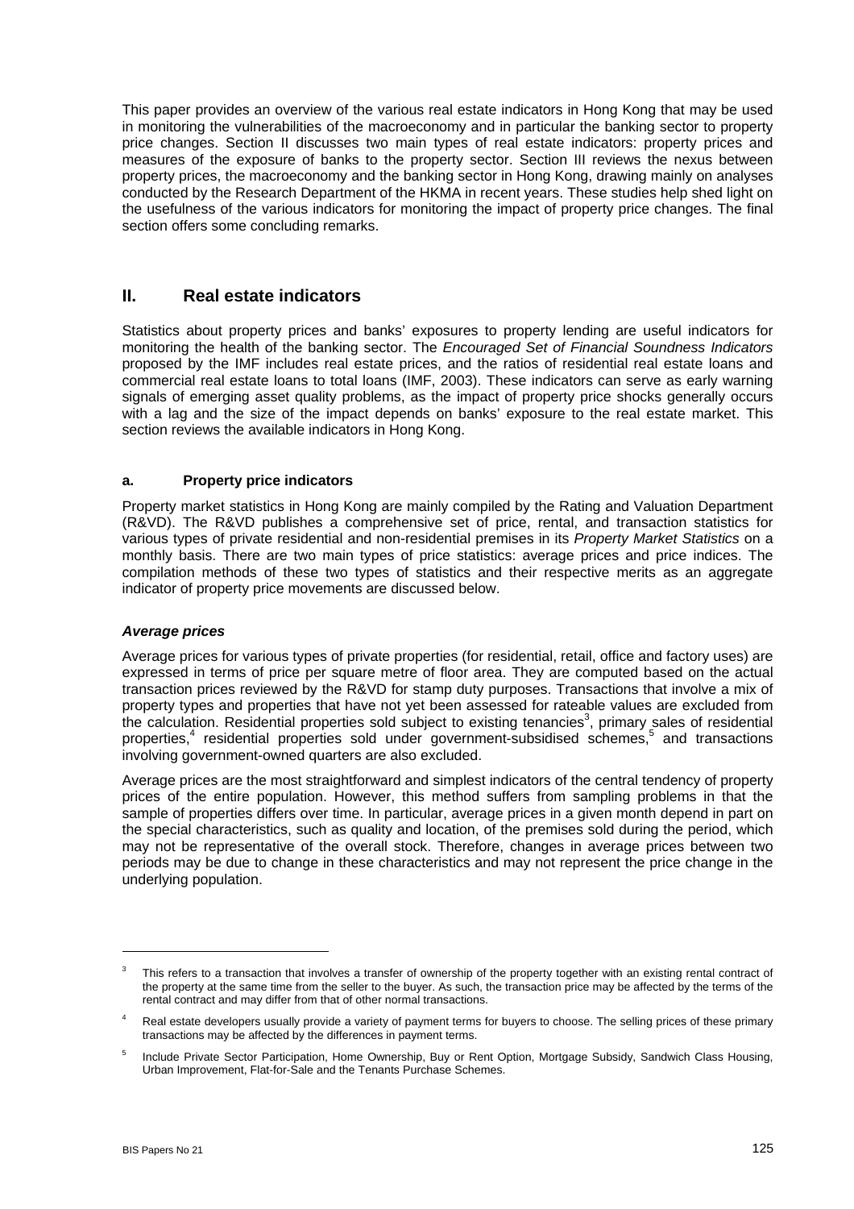This paper provides an overview of the various real estate indicators in Hong Kong that may be used in monitoring the vulnerabilities of the macroeconomy and in particular the banking sector to property price changes. Section II discusses two main types of real estate indicators: property prices and measures of the exposure of banks to the property sector. Section III reviews the nexus between property prices, the macroeconomy and the banking sector in Hong Kong, drawing mainly on analyses conducted by the Research Department of the HKMA in recent years. These studies help shed light on the usefulness of the various indicators for monitoring the impact of property price changes. The final section offers some concluding remarks.

## II. Real estate indicators

Statistics about property prices and banks' exposures to property lending are useful indicators for monitoring the health of the banking sector. The *Encouraged Set of Financial Soundness Indicators* proposed by the IMF includes real estate prices, and the ratios of residential real estate loans and commercial real estate loans to total loans (IMF, 2003). These indicators can serve as early warning signals of emerging asset quality problems, as the impact of property price shocks generally occurs with a lag and the size of the impact depends on banks' exposure to the real estate market. This section reviews the available indicators in Hong Kong.

### a. Property price indicators

Property market statistics in Hong Kong are mainly compiled by the Rating and Valuation Department (R&VD). The R&VD publishes a comprehensive set of price, rental, and transaction statistics for various types of private residential and non-residential premises in its *Property Market Statistics* on a monthly basis. There are two main types of price statistics: average prices and price indices. The compilation methods of these two types of statistics and their respective merits as an aggregate indicator of property price movements are discussed below.

#### *Average prices*

Average prices for various types of private properties (for residential, retail, office and factory uses) are expressed in terms of price per square metre of floor area. They are computed based on the actual transaction prices reviewed by the R&VD for stamp duty purposes. Transactions that involve a mix of property types and properties that have not yet been assessed for rateable values are excluded from the calculation. Residential properties sold subject to existing tenancies[3], primary sales of residential properties,[4] residential properties sold under government-subsidised schemes,[5] and transactions involving government-owned quarters are also excluded.

Average prices are the most straightforward and simplest indicators of the central tendency of property prices of the entire population. However, this method suffers from sampling problems in that the sample of properties differs over time. In particular, average prices in a given month depend in part on the special characteristics, such as quality and location, of the premises sold during the period, which may not be representative of the overall stock. Therefore, changes in average prices between two periods may be due to change in these characteristics and may not represent the price change in the underlying population.

---

[3] This refers to a transaction that involves a transfer of ownership of the property together with an existing rental contract of the property at the same time from the seller to the buyer. As such, the transaction price may be affected by the terms of the rental contract and may differ from that of other normal transactions.

[4] Real estate developers usually provide a variety of payment terms for buyers to choose. The selling prices of these primary transactions may be affected by the differences in payment terms.

[5] Include Private Sector Participation, Home Ownership, Buy or Rent Option, Mortgage Subsidy, Sandwich Class Housing, Urban Improvement, Flat-for-Sale and the Tenants Purchase Schemes.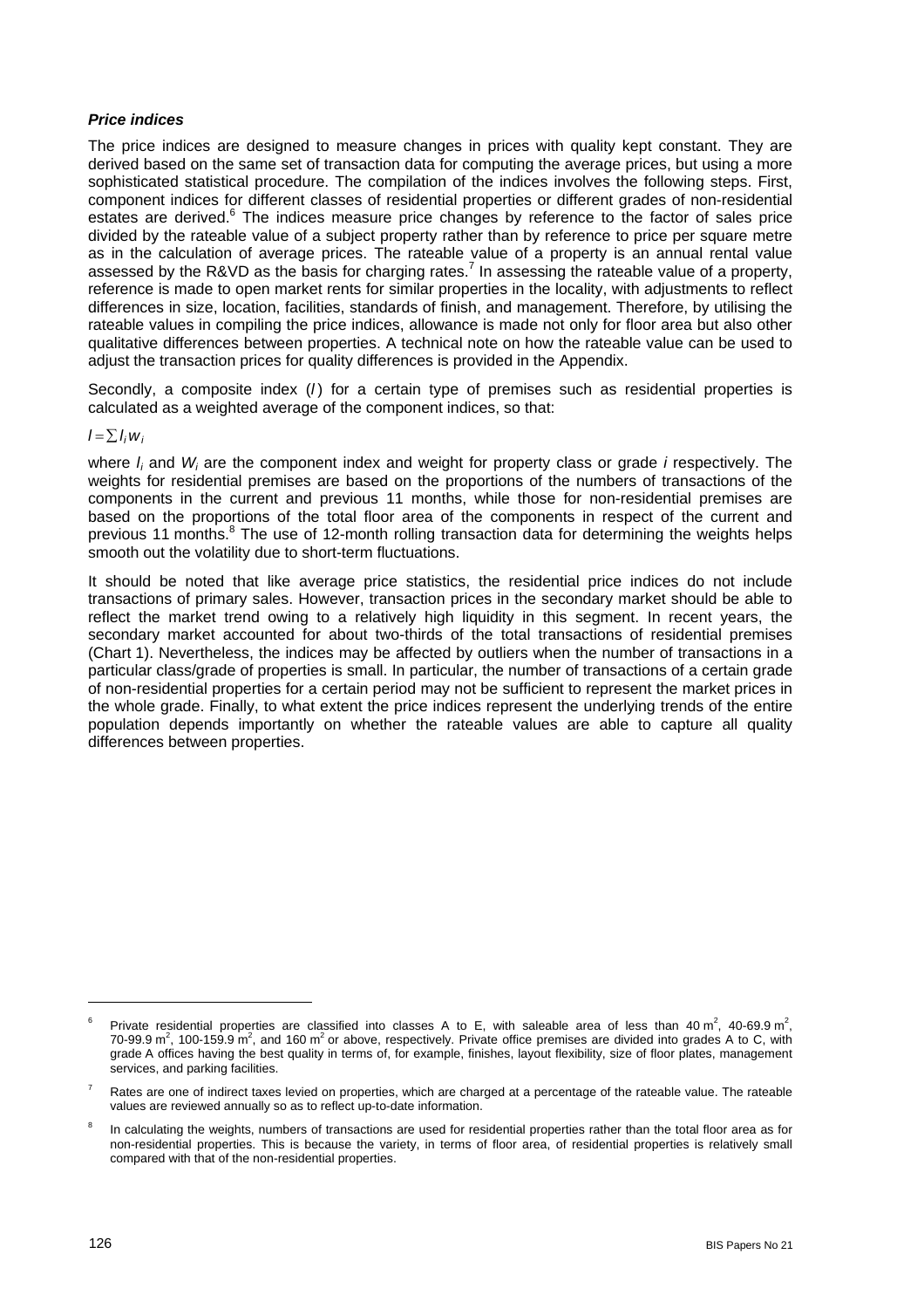***Price indices***

The price indices are designed to measure changes in prices with quality kept constant. They are derived based on the same set of transaction data for computing the average prices, but using a more sophisticated statistical procedure. The compilation of the indices involves the following steps. First, component indices for different classes of residential properties or different grades of non-residential estates are derived.[6] The indices measure price changes by reference to the factor of sales price divided by the rateable value of a subject property rather than by reference to price per square metre as in the calculation of average prices. The rateable value of a property is an annual rental value assessed by the R&VD as the basis for charging rates.[7] In assessing the rateable value of a property, reference is made to open market rents for similar properties in the locality, with adjustments to reflect differences in size, location, facilities, standards of finish, and management. Therefore, by utilising the rateable values in compiling the price indices, allowance is made not only for floor area but also other qualitative differences between properties. A technical note on how the rateable value can be used to adjust the transaction prices for quality differences is provided in the Appendix.

Secondly, a composite index ($I$) for a certain type of premises such as residential properties is calculated as a weighted average of the component indices, so that:

$$I = \sum I_i w_i$$

where $I_i$ and $W_i$ are the component index and weight for property class or grade $i$ respectively. The weights for residential premises are based on the proportions of the numbers of transactions of the components in the current and previous 11 months, while those for non-residential premises are based on the proportions of the total floor area of the components in respect of the current and previous 11 months.[8] The use of 12-month rolling transaction data for determining the weights helps smooth out the volatility due to short-term fluctuations.

It should be noted that like average price statistics, the residential price indices do not include transactions of primary sales. However, transaction prices in the secondary market should be able to reflect the market trend owing to a relatively high liquidity in this segment. In recent years, the secondary market accounted for about two-thirds of the total transactions of residential premises (Chart 1). Nevertheless, the indices may be affected by outliers when the number of transactions in a particular class/grade of properties is small. In particular, the number of transactions of a certain grade of non-residential properties for a certain period may not be sufficient to represent the market prices in the whole grade. Finally, to what extent the price indices represent the underlying trends of the entire population depends importantly on whether the rateable values are able to capture all quality differences between properties.

---

[6] Private residential properties are classified into classes A to E, with saleable area of less than 40 $m^2$, 40-69.9 $m^2$, 70-99.9 $m^2$, 100-159.9 $m^2$, and 160 $m^2$ or above, respectively. Private office premises are divided into grades A to C, with grade A offices having the best quality in terms of, for example, finishes, layout flexibility, size of floor plates, management services, and parking facilities.

[7] Rates are one of indirect taxes levied on properties, which are charged at a percentage of the rateable value. The rateable values are reviewed annually so as to reflect up-to-date information.

[8] In calculating the weights, numbers of transactions are used for residential properties rather than the total floor area as for non-residential properties. This is because the variety, in terms of floor area, of residential properties is relatively small compared with that of the non-residential properties.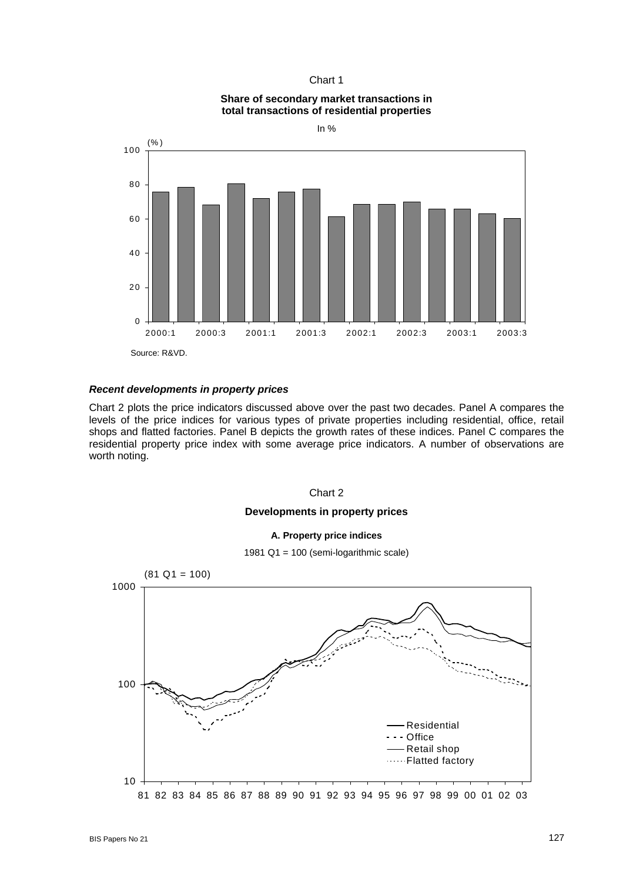Chart 1

**Share of secondary market transactions in total transactions of residential properties**

In %

Source: R&VD.

***Recent developments in property prices***

Chart 2 plots the price indicators discussed above over the past two decades. Panel A compares the levels of the price indices for various types of private properties including residential, office, retail shops and flatted factories. Panel B depicts the growth rates of these indices. Panel C compares the residential property price index with some average price indicators. A number of observations are worth noting.

Chart 2

**Developments in property prices**

**A. Property price indices**

1981 Q1 = 100 (semi-logarithmic scale)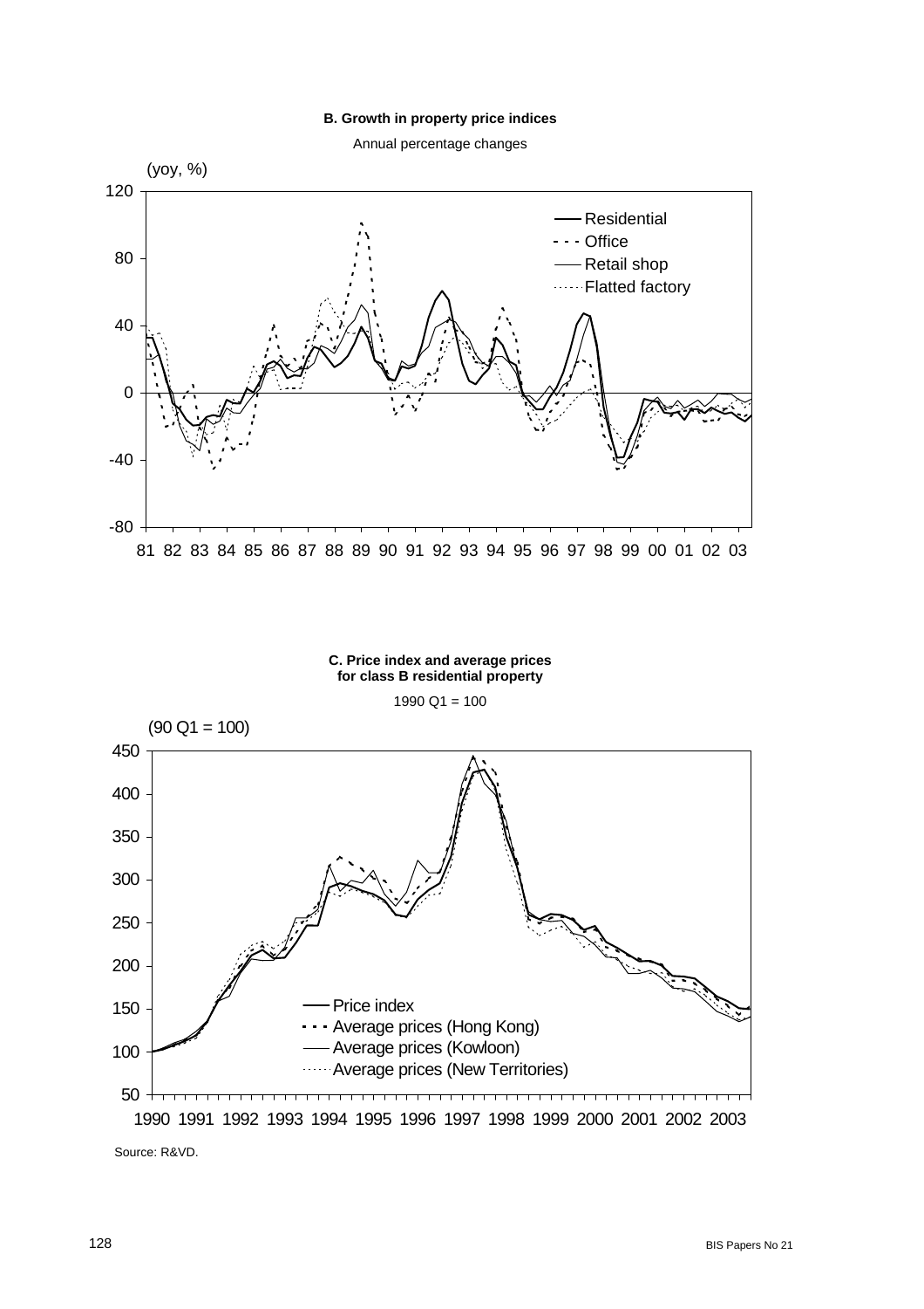**B. Growth in property price indices**

Annual percentage changes

(yoy, %)

Legend: Residential; Office; Retail shop; Flatted factory

**C. Price index and average prices for class B residential property**

1990 Q1 = 100

(90 Q1 = 100)

Legend: Price index; Average prices (Hong Kong); Average prices (Kowloon); Average prices (New Territories)

Source: R&VD.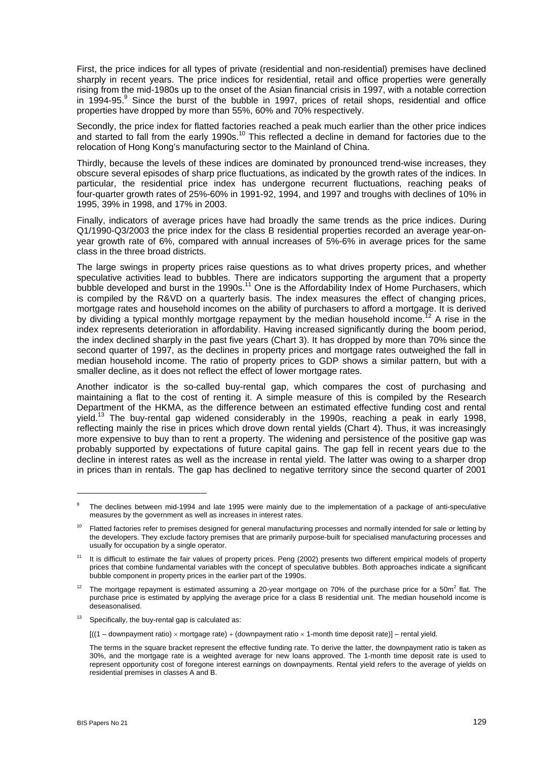First, the price indices for all types of private (residential and non-residential) premises have declined sharply in recent years. The price indices for residential, retail and office properties were generally rising from the mid-1980s up to the onset of the Asian financial crisis in 1997, with a notable correction in 1994-95.[9] Since the burst of the bubble in 1997, prices of retail shops, residential and office properties have dropped by more than 55%, 60% and 70% respectively.

Secondly, the price index for flatted factories reached a peak much earlier than the other price indices and started to fall from the early 1990s.[10] This reflected a decline in demand for factories due to the relocation of Hong Kong's manufacturing sector to the Mainland of China.

Thirdly, because the levels of these indices are dominated by pronounced trend-wise increases, they obscure several episodes of sharp price fluctuations, as indicated by the growth rates of the indices. In particular, the residential price index has undergone recurrent fluctuations, reaching peaks of four-quarter growth rates of 25%-60% in 1991-92, 1994, and 1997 and troughs with declines of 10% in 1995, 39% in 1998, and 17% in 2003.

Finally, indicators of average prices have had broadly the same trends as the price indices. During Q1/1990-Q3/2003 the price index for the class B residential properties recorded an average year-on-year growth rate of 6%, compared with annual increases of 5%-6% in average prices for the same class in the three broad districts.

The large swings in property prices raise questions as to what drives property prices, and whether speculative activities lead to bubbles. There are indicators supporting the argument that a property bubble developed and burst in the 1990s.[11] One is the Affordability Index of Home Purchasers, which is compiled by the R&VD on a quarterly basis. The index measures the effect of changing prices, mortgage rates and household incomes on the ability of purchasers to afford a mortgage. It is derived by dividing a typical monthly mortgage repayment by the median household income.[12] A rise in the index represents deterioration in affordability. Having increased significantly during the boom period, the index declined sharply in the past five years (Chart 3). It has dropped by more than 70% since the second quarter of 1997, as the declines in property prices and mortgage rates outweighed the fall in median household income. The ratio of property prices to GDP shows a similar pattern, but with a smaller decline, as it does not reflect the effect of lower mortgage rates.

Another indicator is the so-called buy-rental gap, which compares the cost of purchasing and maintaining a flat to the cost of renting it. A simple measure of this is compiled by the Research Department of the HKMA, as the difference between an estimated effective funding cost and rental yield.[13] The buy-rental gap widened considerably in the 1990s, reaching a peak in early 1998, reflecting mainly the rise in prices which drove down rental yields (Chart 4). Thus, it was increasingly more expensive to buy than to rent a property. The widening and persistence of the positive gap was probably supported by expectations of future capital gains. The gap fell in recent years due to the decline in interest rates as well as the increase in rental yield. The latter was owing to a sharper drop in prices than in rentals. The gap has declined to negative territory since the second quarter of 2001

---

[9] The declines between mid-1994 and late 1995 were mainly due to the implementation of a package of anti-speculative measures by the government as well as increases in interest rates.

[10] Flatted factories refer to premises designed for general manufacturing processes and normally intended for sale or letting by the developers. They exclude factory premises that are primarily purpose-built for specialised manufacturing processes and usually for occupation by a single operator.

[11] It is difficult to estimate the fair values of property prices. Peng (2002) presents two different empirical models of property prices that combine fundamental variables with the concept of speculative bubbles. Both approaches indicate a significant bubble component in property prices in the earlier part of the 1990s.

[12] The mortgage repayment is estimated assuming a 20-year mortgage on 70% of the purchase price for a 50m$^2$ flat. The purchase price is estimated by applying the average price for a class B residential unit. The median household income is deseasonalised.

[13] Specifically, the buy-rental gap is calculated as:

$$[((1 - \text{downpayment ratio}) \times \text{mortgage rate}) + (\text{downpayment ratio} \times \text{1-month time deposit rate})] - \text{rental yield}.$$

The terms in the square bracket represent the effective funding rate. To derive the latter, the downpayment ratio is taken as 30%, and the mortgage rate is a weighted average for new loans approved. The 1-month time deposit rate is used to represent opportunity cost of foregone interest earnings on downpayments. Rental yield refers to the average of yields on residential premises in classes A and B.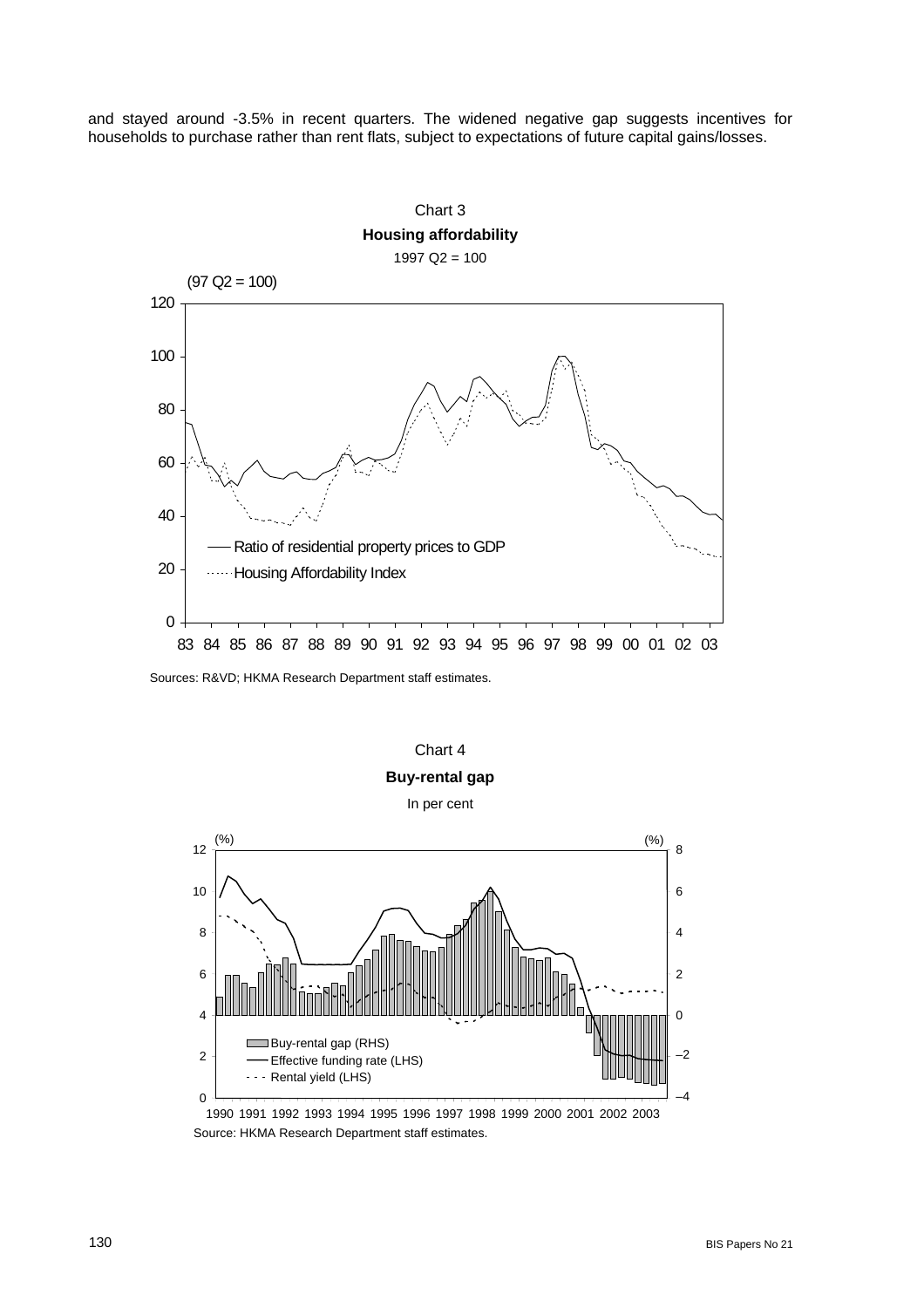and stayed around -3.5% in recent quarters. The widened negative gap suggests incentives for households to purchase rather than rent flats, subject to expectations of future capital gains/losses.

Chart 3

**Housing affordability**

1997 Q2 = 100

Sources: R&VD; HKMA Research Department staff estimates.

Chart 4

**Buy-rental gap**

In per cent

Source: HKMA Research Department staff estimates.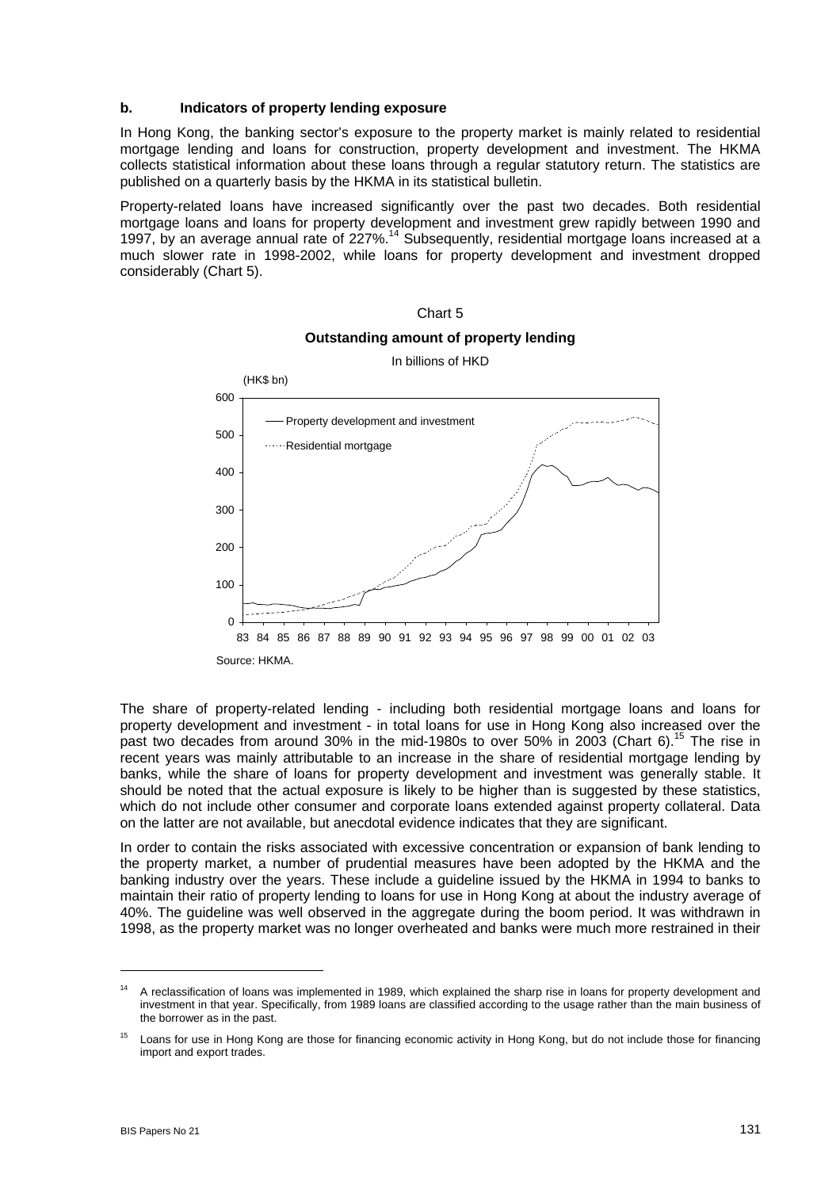### b. Indicators of property lending exposure

In Hong Kong, the banking sector's exposure to the property market is mainly related to residential mortgage lending and loans for construction, property development and investment. The HKMA collects statistical information about these loans through a regular statutory return. The statistics are published on a quarterly basis by the HKMA in its statistical bulletin.

Property-related loans have increased significantly over the past two decades. Both residential mortgage loans and loans for property development and investment grew rapidly between 1990 and 1997, by an average annual rate of 227%.[14] Subsequently, residential mortgage loans increased at a much slower rate in 1998-2002, while loans for property development and investment dropped considerably (Chart 5).

Chart 5

**Outstanding amount of property lending**

In billions of HKD

Source: HKMA.

The share of property-related lending - including both residential mortgage loans and loans for property development and investment - in total loans for use in Hong Kong also increased over the past two decades from around 30% in the mid-1980s to over 50% in 2003 (Chart 6).[15] The rise in recent years was mainly attributable to an increase in the share of residential mortgage lending by banks, while the share of loans for property development and investment was generally stable. It should be noted that the actual exposure is likely to be higher than is suggested by these statistics, which do not include other consumer and corporate loans extended against property collateral. Data on the latter are not available, but anecdotal evidence indicates that they are significant.

In order to contain the risks associated with excessive concentration or expansion of bank lending to the property market, a number of prudential measures have been adopted by the HKMA and the banking industry over the years. These include a guideline issued by the HKMA in 1994 to banks to maintain their ratio of property lending to loans for use in Hong Kong at about the industry average of 40%. The guideline was well observed in the aggregate during the boom period. It was withdrawn in 1998, as the property market was no longer overheated and banks were much more restrained in their

---

[14] A reclassification of loans was implemented in 1989, which explained the sharp rise in loans for property development and investment in that year. Specifically, from 1989 loans are classified according to the usage rather than the main business of the borrower as in the past.

[15] Loans for use in Hong Kong are those for financing economic activity in Hong Kong, but do not include those for financing import and export trades.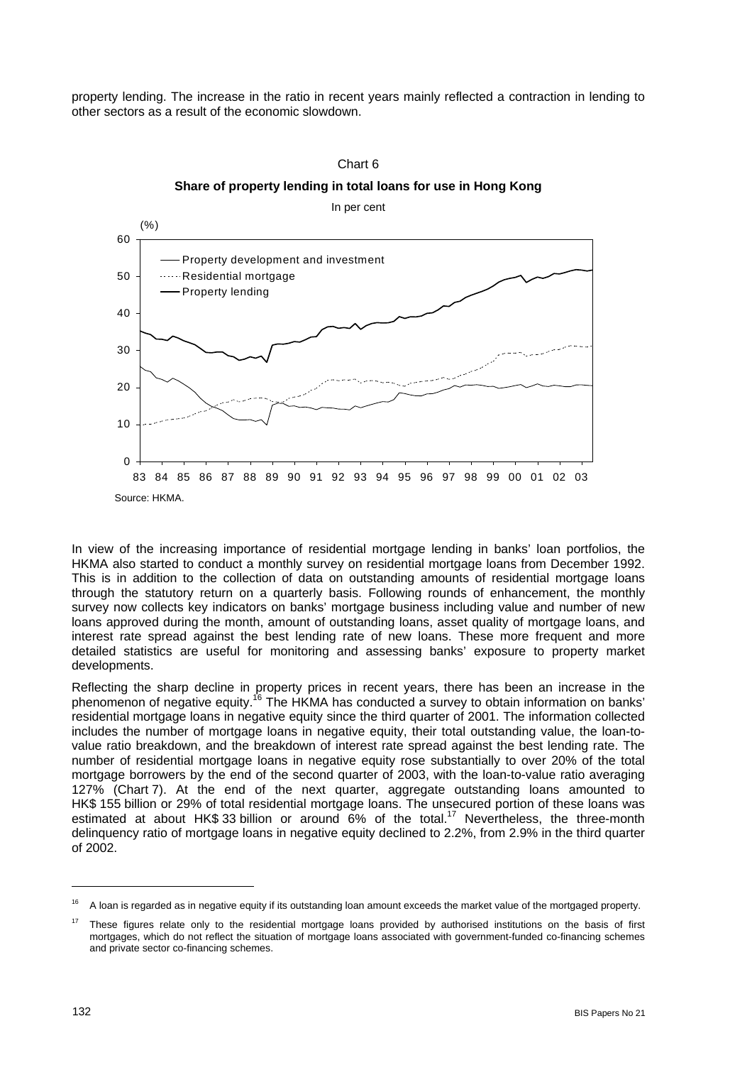property lending. The increase in the ratio in recent years mainly reflected a contraction in lending to other sectors as a result of the economic slowdown.

Chart 6

**Share of property lending in total loans for use in Hong Kong**

In per cent

Source: HKMA.

In view of the increasing importance of residential mortgage lending in banks' loan portfolios, the HKMA also started to conduct a monthly survey on residential mortgage loans from December 1992. This is in addition to the collection of data on outstanding amounts of residential mortgage loans through the statutory return on a quarterly basis. Following rounds of enhancement, the monthly survey now collects key indicators on banks' mortgage business including value and number of new loans approved during the month, amount of outstanding loans, asset quality of mortgage loans, and interest rate spread against the best lending rate of new loans. These more frequent and more detailed statistics are useful for monitoring and assessing banks' exposure to property market developments.

Reflecting the sharp decline in property prices in recent years, there has been an increase in the phenomenon of negative equity.[16] The HKMA has conducted a survey to obtain information on banks' residential mortgage loans in negative equity since the third quarter of 2001. The information collected includes the number of mortgage loans in negative equity, their total outstanding value, the loan-to-value ratio breakdown, and the breakdown of interest rate spread against the best lending rate. The number of residential mortgage loans in negative equity rose substantially to over 20% of the total mortgage borrowers by the end of the second quarter of 2003, with the loan-to-value ratio averaging 127% (Chart 7). At the end of the next quarter, aggregate outstanding loans amounted to HK$ 155 billion or 29% of total residential mortgage loans. The unsecured portion of these loans was estimated at about HK$ 33 billion or around 6% of the total.[17] Nevertheless, the three-month delinquency ratio of mortgage loans in negative equity declined to 2.2%, from 2.9% in the third quarter of 2002.

---

[16] A loan is regarded as in negative equity if its outstanding loan amount exceeds the market value of the mortgaged property.

[17] These figures relate only to the residential mortgage loans provided by authorised institutions on the basis of first mortgages, which do not reflect the situation of mortgage loans associated with government-funded co-financing schemes and private sector co-financing schemes.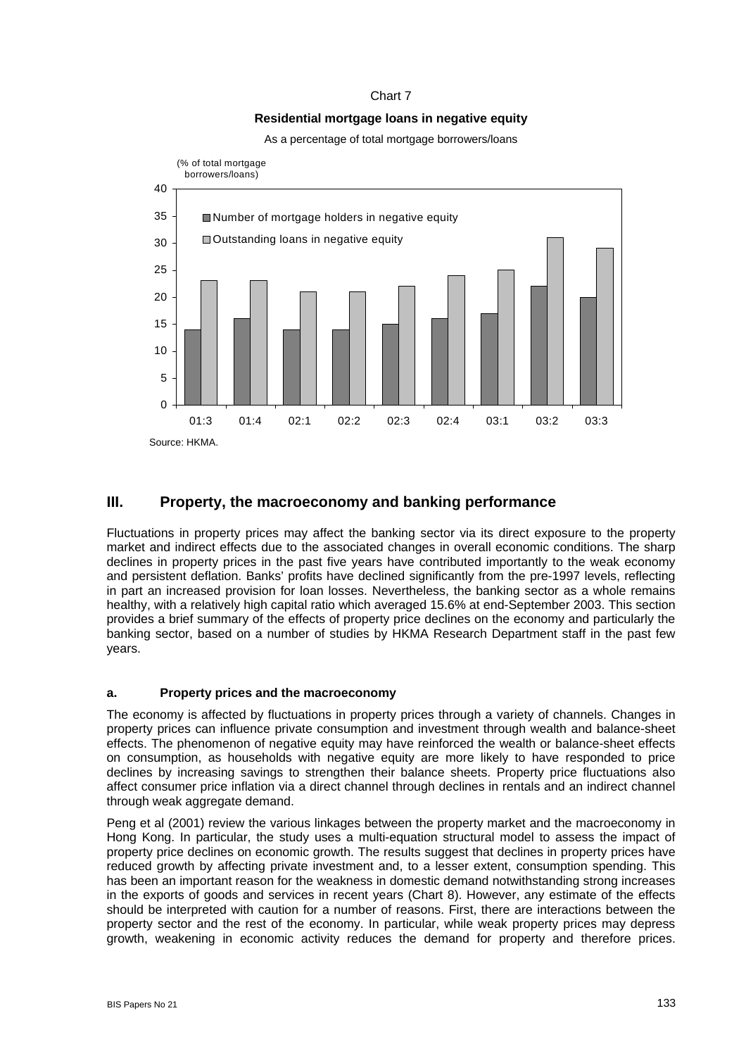Chart 7

**Residential mortgage loans in negative equity**

As a percentage of total mortgage borrowers/loans

| | 01:3 | 01:4 | 02:1 | 02:2 | 02:3 | 02:4 | 03:1 | 03:2 | 03:3 |
|---|---|---|---|---|---|---|---|---|---|
| Number of mortgage holders in negative equity | 14 | 16 | 14 | 14 | 15 | 16 | 17 | 22 | 20 |
| Outstanding loans in negative equity | 23 | 23 | 21 | 21 | 22 | 24 | 25 | 31 | 29 |

(% of total mortgage borrowers/loans)

Source: HKMA.

## III. Property, the macroeconomy and banking performance

Fluctuations in property prices may affect the banking sector via its direct exposure to the property market and indirect effects due to the associated changes in overall economic conditions. The sharp declines in property prices in the past five years have contributed importantly to the weak economy and persistent deflation. Banks' profits have declined significantly from the pre-1997 levels, reflecting in part an increased provision for loan losses. Nevertheless, the banking sector as a whole remains healthy, with a relatively high capital ratio which averaged 15.6% at end-September 2003. This section provides a brief summary of the effects of property price declines on the economy and particularly the banking sector, based on a number of studies by HKMA Research Department staff in the past few years.

### a. Property prices and the macroeconomy

The economy is affected by fluctuations in property prices through a variety of channels. Changes in property prices can influence private consumption and investment through wealth and balance-sheet effects. The phenomenon of negative equity may have reinforced the wealth or balance-sheet effects on consumption, as households with negative equity are more likely to have responded to price declines by increasing savings to strengthen their balance sheets. Property price fluctuations also affect consumer price inflation via a direct channel through declines in rentals and an indirect channel through weak aggregate demand.

Peng et al (2001) review the various linkages between the property market and the macroeconomy in Hong Kong. In particular, the study uses a multi-equation structural model to assess the impact of property price declines on economic growth. The results suggest that declines in property prices have reduced growth by affecting private investment and, to a lesser extent, consumption spending. This has been an important reason for the weakness in domestic demand notwithstanding strong increases in the exports of goods and services in recent years (Chart 8). However, any estimate of the effects should be interpreted with caution for a number of reasons. First, there are interactions between the property sector and the rest of the economy. In particular, while weak property prices may depress growth, weakening in economic activity reduces the demand for property and therefore prices.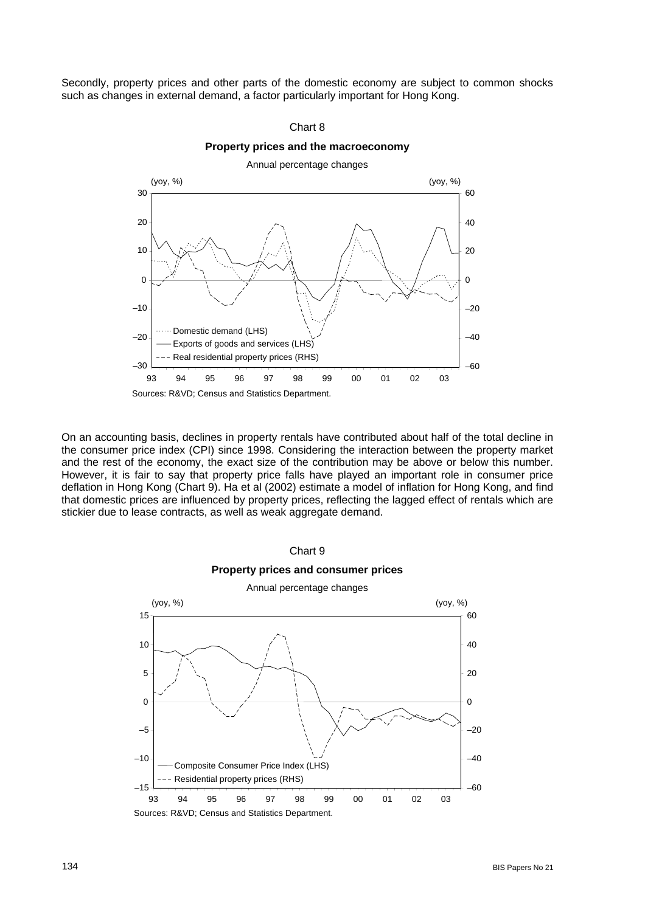Secondly, property prices and other parts of the domestic economy are subject to common shocks such as changes in external demand, a factor particularly important for Hong Kong.

Chart 8

**Property prices and the macroeconomy**

Annual percentage changes

Sources: R&VD; Census and Statistics Department.

On an accounting basis, declines in property rentals have contributed about half of the total decline in the consumer price index (CPI) since 1998. Considering the interaction between the property market and the rest of the economy, the exact size of the contribution may be above or below this number. However, it is fair to say that property price falls have played an important role in consumer price deflation in Hong Kong (Chart 9). Ha et al (2002) estimate a model of inflation for Hong Kong, and find that domestic prices are influenced by property prices, reflecting the lagged effect of rentals which are stickier due to lease contracts, as well as weak aggregate demand.

Chart 9

**Property prices and consumer prices**

Annual percentage changes

Sources: R&VD; Census and Statistics Department.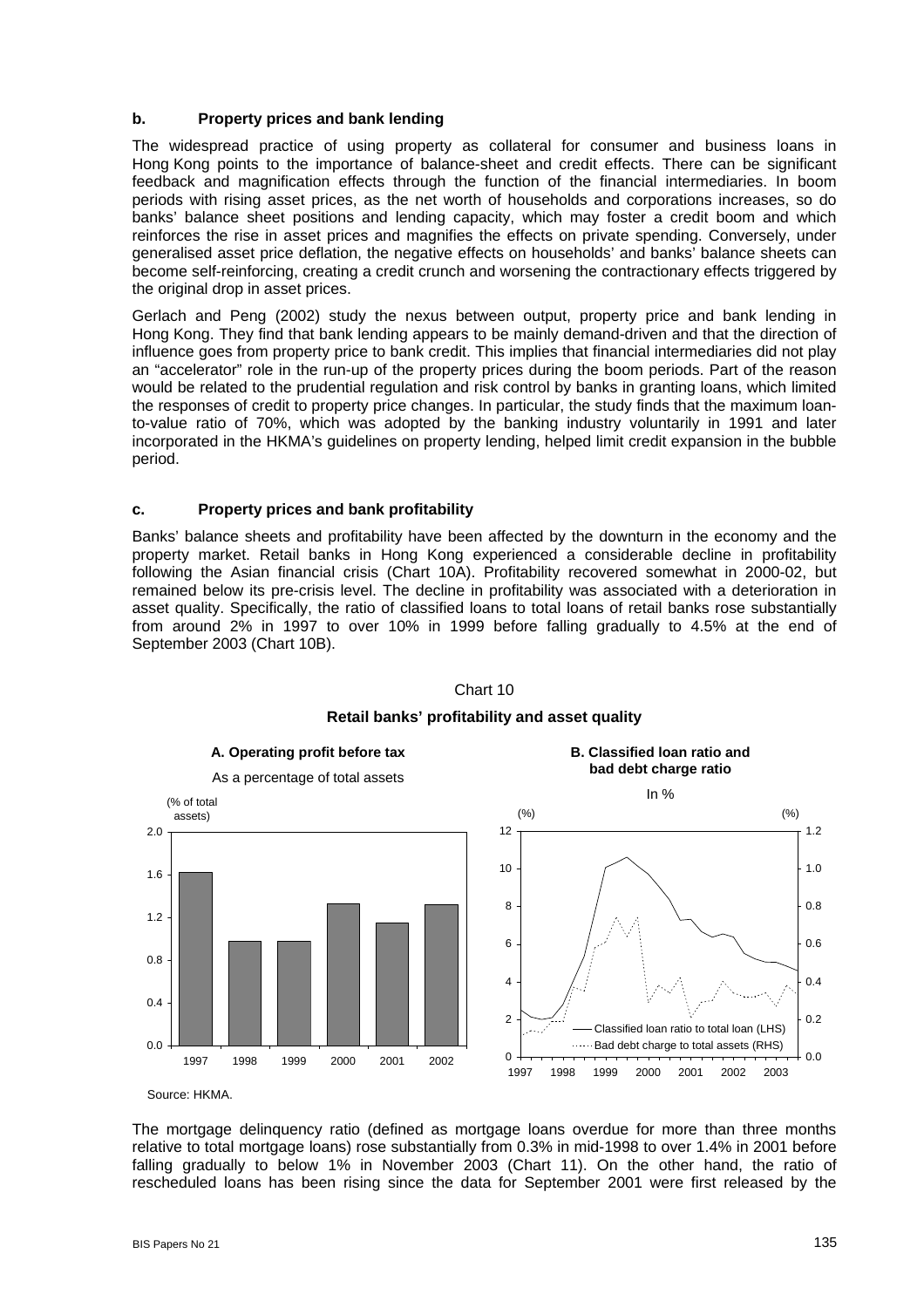### b. Property prices and bank lending

The widespread practice of using property as collateral for consumer and business loans in Hong Kong points to the importance of balance-sheet and credit effects. There can be significant feedback and magnification effects through the function of the financial intermediaries. In boom periods with rising asset prices, as the net worth of households and corporations increases, so do banks' balance sheet positions and lending capacity, which may foster a credit boom and which reinforces the rise in asset prices and magnifies the effects on private spending. Conversely, under generalised asset price deflation, the negative effects on households' and banks' balance sheets can become self-reinforcing, creating a credit crunch and worsening the contractionary effects triggered by the original drop in asset prices.

Gerlach and Peng (2002) study the nexus between output, property price and bank lending in Hong Kong. They find that bank lending appears to be mainly demand-driven and that the direction of influence goes from property price to bank credit. This implies that financial intermediaries did not play an "accelerator" role in the run-up of the property prices during the boom periods. Part of the reason would be related to the prudential regulation and risk control by banks in granting loans, which limited the responses of credit to property price changes. In particular, the study finds that the maximum loan-to-value ratio of 70%, which was adopted by the banking industry voluntarily in 1991 and later incorporated in the HKMA's guidelines on property lending, helped limit credit expansion in the bubble period.

### c. Property prices and bank profitability

Banks' balance sheets and profitability have been affected by the downturn in the economy and the property market. Retail banks in Hong Kong experienced a considerable decline in profitability following the Asian financial crisis (Chart 10A). Profitability recovered somewhat in 2000-02, but remained below its pre-crisis level. The decline in profitability was associated with a deterioration in asset quality. Specifically, the ratio of classified loans to total loans of retail banks rose substantially from around 2% in 1997 to over 10% in 1999 before falling gradually to 4.5% at the end of September 2003 (Chart 10B).

Chart 10

**Retail banks' profitability and asset quality**

**A. Operating profit before tax**

As a percentage of total assets

**B. Classified loan ratio and bad debt charge ratio**

In %

Source: HKMA.

The mortgage delinquency ratio (defined as mortgage loans overdue for more than three months relative to total mortgage loans) rose substantially from 0.3% in mid-1998 to over 1.4% in 2001 before falling gradually to below 1% in November 2003 (Chart 11). On the other hand, the ratio of rescheduled loans has been rising since the data for September 2001 were first released by the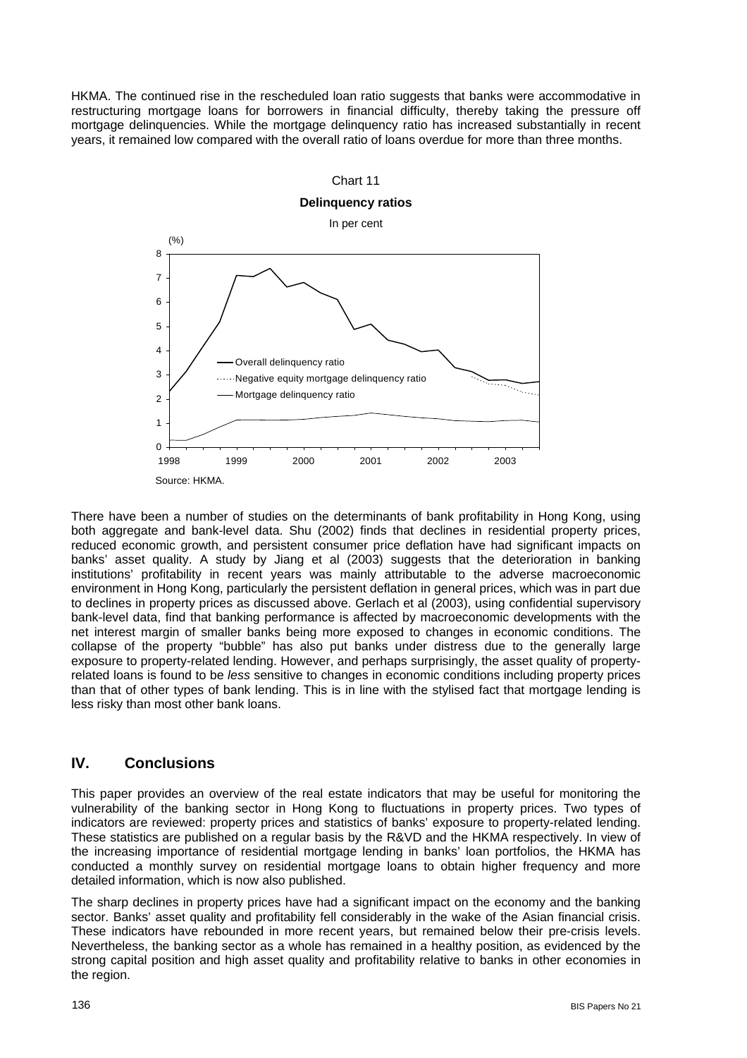HKMA. The continued rise in the rescheduled loan ratio suggests that banks were accommodative in restructuring mortgage loans for borrowers in financial difficulty, thereby taking the pressure off mortgage delinquencies. While the mortgage delinquency ratio has increased substantially in recent years, it remained low compared with the overall ratio of loans overdue for more than three months.

Chart 11

**Delinquency ratios**

In per cent

Source: HKMA.

There have been a number of studies on the determinants of bank profitability in Hong Kong, using both aggregate and bank-level data. Shu (2002) finds that declines in residential property prices, reduced economic growth, and persistent consumer price deflation have had significant impacts on banks' asset quality. A study by Jiang et al (2003) suggests that the deterioration in banking institutions' profitability in recent years was mainly attributable to the adverse macroeconomic environment in Hong Kong, particularly the persistent deflation in general prices, which was in part due to declines in property prices as discussed above. Gerlach et al (2003), using confidential supervisory bank-level data, find that banking performance is affected by macroeconomic developments with the net interest margin of smaller banks being more exposed to changes in economic conditions. The collapse of the property "bubble" has also put banks under distress due to the generally large exposure to property-related lending. However, and perhaps surprisingly, the asset quality of property-related loans is found to be *less* sensitive to changes in economic conditions including property prices than that of other types of bank lending. This is in line with the stylised fact that mortgage lending is less risky than most other bank loans.

## IV. Conclusions

This paper provides an overview of the real estate indicators that may be useful for monitoring the vulnerability of the banking sector in Hong Kong to fluctuations in property prices. Two types of indicators are reviewed: property prices and statistics of banks' exposure to property-related lending. These statistics are published on a regular basis by the R&VD and the HKMA respectively. In view of the increasing importance of residential mortgage lending in banks' loan portfolios, the HKMA has conducted a monthly survey on residential mortgage loans to obtain higher frequency and more detailed information, which is now also published.

The sharp declines in property prices have had a significant impact on the economy and the banking sector. Banks' asset quality and profitability fell considerably in the wake of the Asian financial crisis. These indicators have rebounded in more recent years, but remained below their pre-crisis levels. Nevertheless, the banking sector as a whole has remained in a healthy position, as evidenced by the strong capital position and high asset quality and profitability relative to banks in other economies in the region.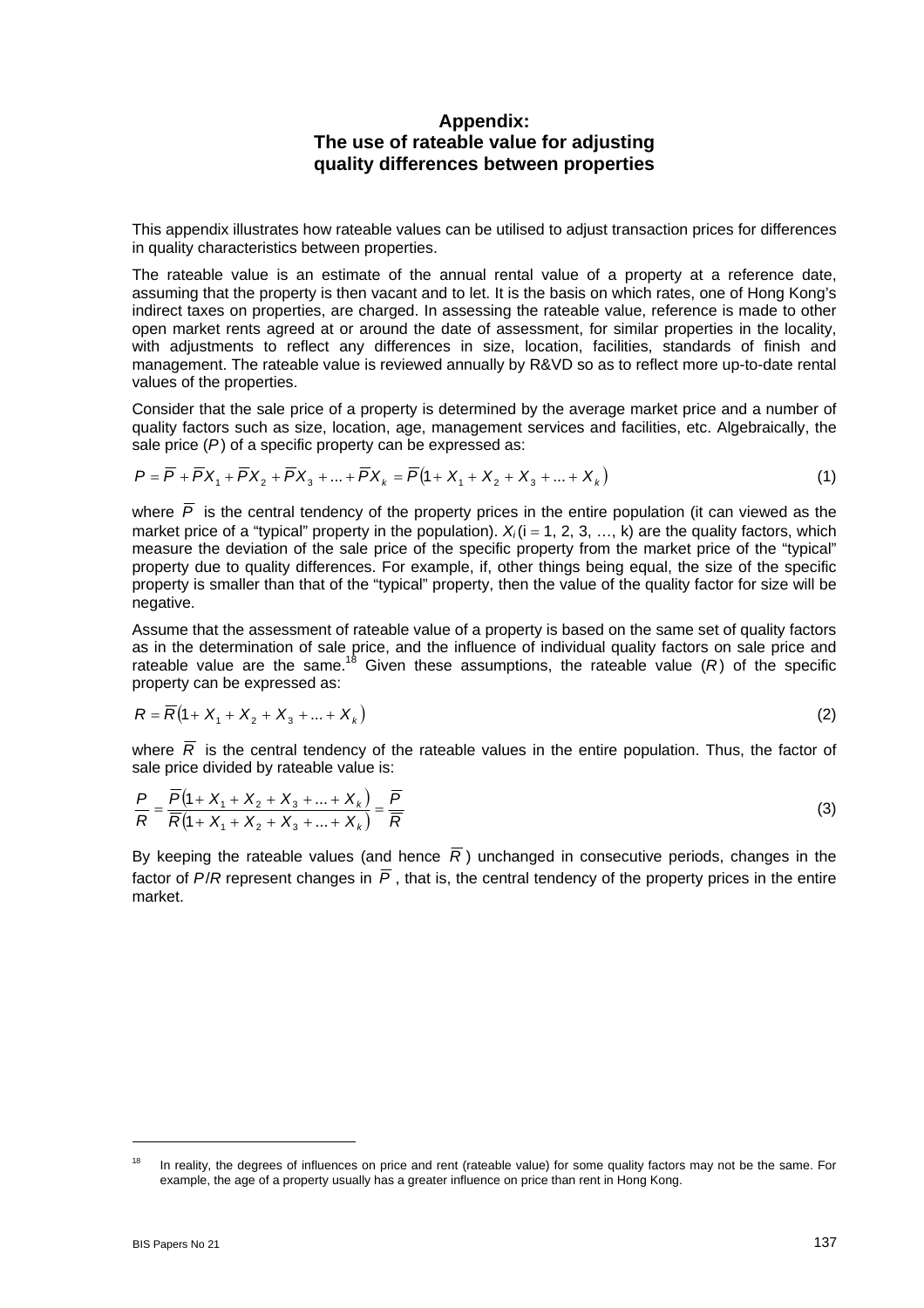## Appendix: The use of rateable value for adjusting quality differences between properties

This appendix illustrates how rateable values can be utilised to adjust transaction prices for differences in quality characteristics between properties.

The rateable value is an estimate of the annual rental value of a property at a reference date, assuming that the property is then vacant and to let. It is the basis on which rates, one of Hong Kong's indirect taxes on properties, are charged. In assessing the rateable value, reference is made to other open market rents agreed at or around the date of assessment, for similar properties in the locality, with adjustments to reflect any differences in size, location, facilities, standards of finish and management. The rateable value is reviewed annually by R&VD so as to reflect more up-to-date rental values of the properties.

Consider that the sale price of a property is determined by the average market price and a number of quality factors such as size, location, age, management services and facilities, etc. Algebraically, the sale price ($P$) of a specific property can be expressed as:

$$P = \overline{P} + \overline{P}X_1 + \overline{P}X_2 + \overline{P}X_3 + ... + \overline{P}X_k = \overline{P}(1 + X_1 + X_2 + X_3 + ... + X_k) \tag{1}$$

where $\overline{P}$ is the central tendency of the property prices in the entire population (it can viewed as the market price of a "typical" property in the population). $X_i$ (i = 1, 2, 3, …, k) are the quality factors, which measure the deviation of the sale price of the specific property from the market price of the "typical" property due to quality differences. For example, if, other things being equal, the size of the specific property is smaller than that of the "typical" property, then the value of the quality factor for size will be negative.

Assume that the assessment of rateable value of a property is based on the same set of quality factors as in the determination of sale price, and the influence of individual quality factors on sale price and rateable value are the same.[18] Given these assumptions, the rateable value ($R$) of the specific property can be expressed as:

$$R = \overline{R}(1 + X_1 + X_2 + X_3 + ... + X_k) \tag{2}$$

where $\overline{R}$ is the central tendency of the rateable values in the entire population. Thus, the factor of sale price divided by rateable value is:

$$\frac{P}{R} = \frac{\overline{P}(1 + X_1 + X_2 + X_3 + ... + X_k)}{\overline{R}(1 + X_1 + X_2 + X_3 + ... + X_k)} = \frac{\overline{P}}{\overline{R}} \tag{3}$$

By keeping the rateable values (and hence $\overline{R}$) unchanged in consecutive periods, changes in the factor of $P/R$ represent changes in $\overline{P}$, that is, the central tendency of the property prices in the entire market.

---

[18] In reality, the degrees of influences on price and rent (rateable value) for some quality factors may not be the same. For example, the age of a property usually has a greater influence on price than rent in Hong Kong.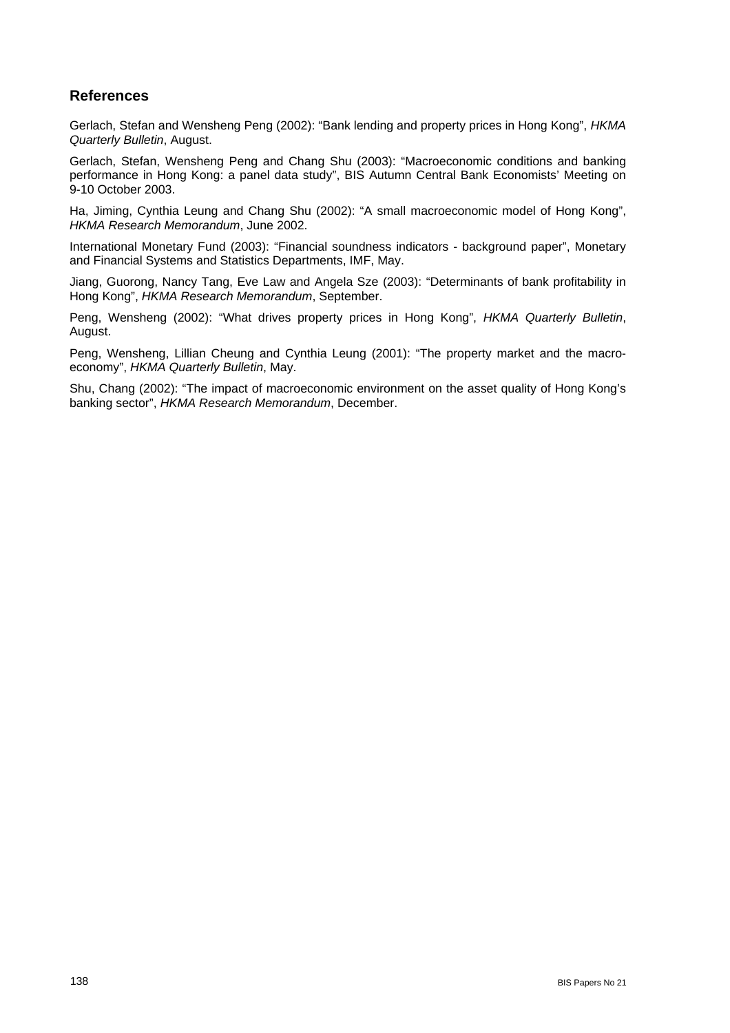## References

Gerlach, Stefan and Wensheng Peng (2002): “Bank lending and property prices in Hong Kong”, *HKMA Quarterly Bulletin*, August.

Gerlach, Stefan, Wensheng Peng and Chang Shu (2003): “Macroeconomic conditions and banking performance in Hong Kong: a panel data study”, BIS Autumn Central Bank Economists’ Meeting on 9-10 October 2003.

Ha, Jiming, Cynthia Leung and Chang Shu (2002): “A small macroeconomic model of Hong Kong”, *HKMA Research Memorandum*, June 2002.

International Monetary Fund (2003): “Financial soundness indicators - background paper”, Monetary and Financial Systems and Statistics Departments, IMF, May.

Jiang, Guorong, Nancy Tang, Eve Law and Angela Sze (2003): “Determinants of bank profitability in Hong Kong”, *HKMA Research Memorandum*, September.

Peng, Wensheng (2002): “What drives property prices in Hong Kong”, *HKMA Quarterly Bulletin*, August.

Peng, Wensheng, Lillian Cheung and Cynthia Leung (2001): “The property market and the macro-economy”, *HKMA Quarterly Bulletin*, May.

Shu, Chang (2002): “The impact of macroeconomic environment on the asset quality of Hong Kong’s banking sector”, *HKMA Research Memorandum*, December.